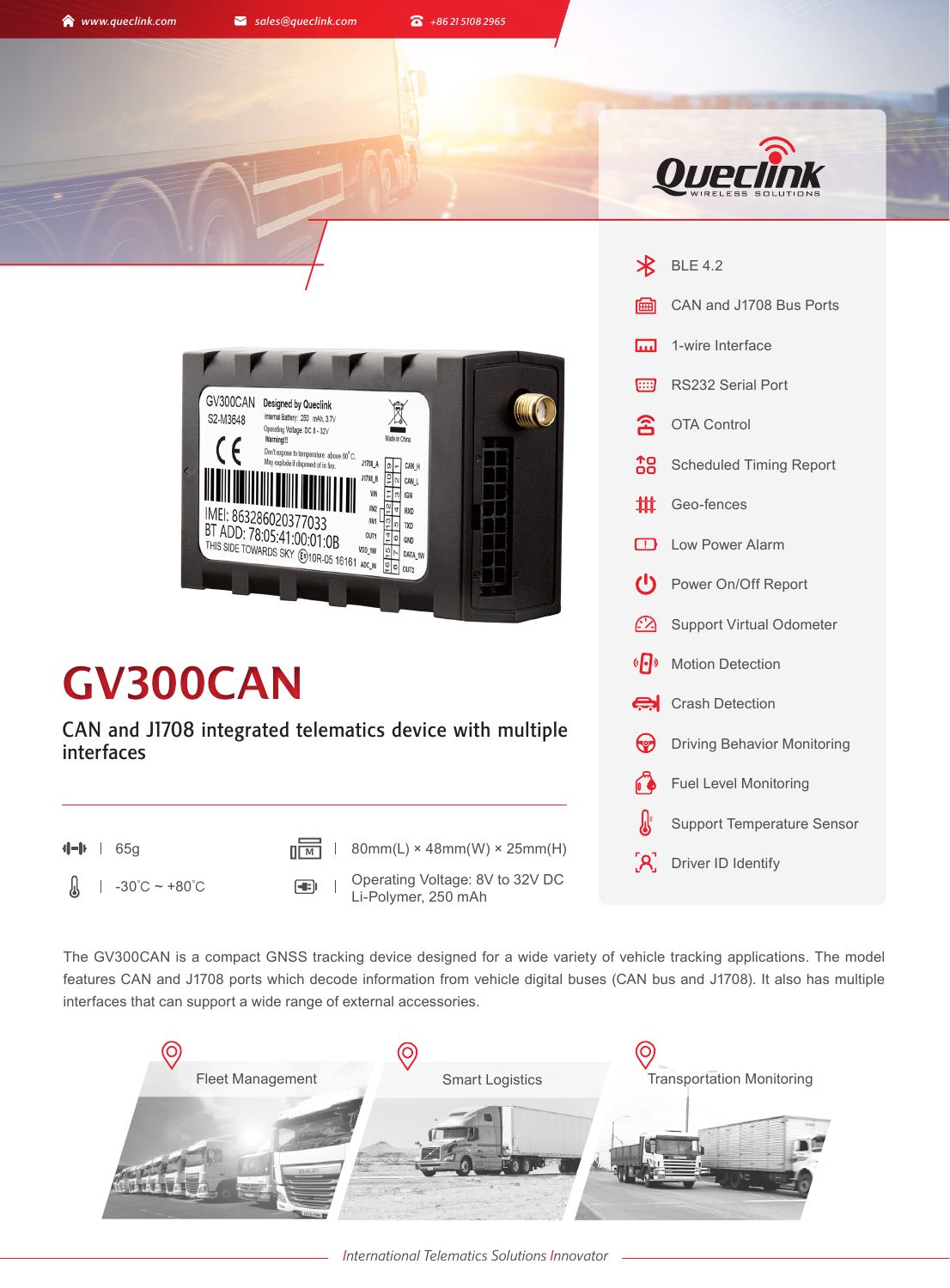www.queclink.com sales@queclink.com +86 21 5108 2965

# GV300CAN

## CAN and J1708 integrated telematics device with multiple interfaces

- 65g
- 80mm(L) × 48mm(W) × 25mm(H)
- -30˚C ~ +80˚C
- Operating Voltage: 8V to 32V DC
  Li-Polymer, 250 mAh

- BLE 4.2
- CAN and J1708 Bus Ports
- 1-wire Interface
- RS232 Serial Port
- OTA Control
- Scheduled Timing Report
- Geo-fences
- Low Power Alarm
- Power On/Off Report
- Support Virtual Odometer
- Motion Detection
- Crash Detection
- Driving Behavior Monitoring
- Fuel Level Monitoring
- Support Temperature Sensor
- Driver ID Identify

The GV300CAN is a compact GNSS tracking device designed for a wide variety of vehicle tracking applications. The model features CAN and J1708 ports which decode information from vehicle digital buses (CAN bus and J1708). It also has multiple interfaces that can support a wide range of external accessories.

- Fleet Management
- Smart Logistics
- Transportation Monitoring

*International Telematics Solutions Innovator*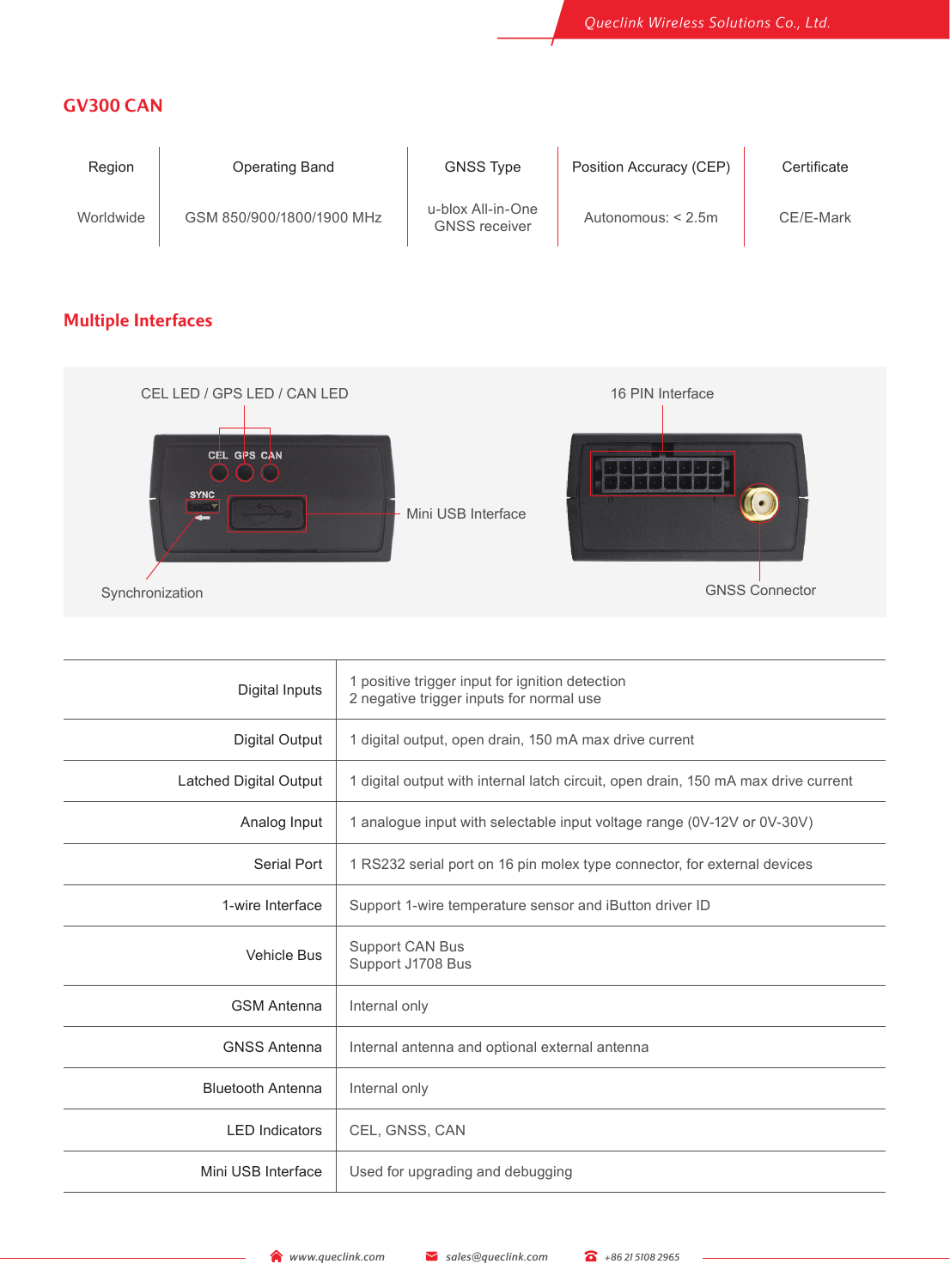## GV300 CAN

| Region | Operating Band | GNSS Type | Position Accuracy (CEP) | Certificate |
|---|---|---|---|---|
| Worldwide | GSM 850/900/1800/1900 MHz | u-blox All-in-One GNSS receiver | Autonomous: < 2.5m | CE/E-Mark |

## Multiple Interfaces

CEL LED / GPS LED / CAN LED

16 PIN Interface

Mini USB Interface

Synchronization

GNSS Connector

| | |
|---|---|
| Digital Inputs | 1 positive trigger input for ignition detection<br>2 negative trigger inputs for normal use |
| Digital Output | 1 digital output, open drain, 150 mA max drive current |
| Latched Digital Output | 1 digital output with internal latch circuit, open drain, 150 mA max drive current |
| Analog Input | 1 analogue input with selectable input voltage range (0V-12V or 0V-30V) |
| Serial Port | 1 RS232 serial port on 16 pin molex type connector, for external devices |
| 1-wire Interface | Support 1-wire temperature sensor and iButton driver ID |
| Vehicle Bus | Support CAN Bus<br>Support J1708 Bus |
| GSM Antenna | Internal only |
| GNSS Antenna | Internal antenna and optional external antenna |
| Bluetooth Antenna | Internal only |
| LED Indicators | CEL, GNSS, CAN |
| Mini USB Interface | Used for upgrading and debugging |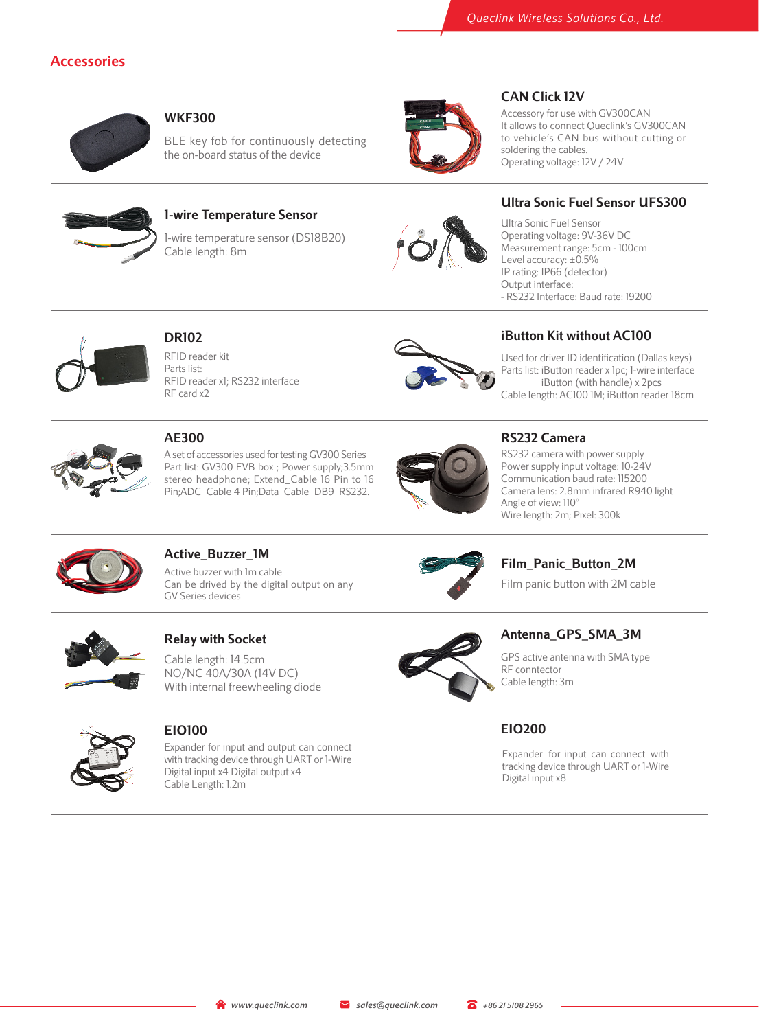## Accessories

### WKF300

BLE key fob for continuously detecting the on-board status of the device

### CAN Click 12V

Accessory for use with GV300CAN
It allows to connect Queclink's GV300CAN to vehicle's CAN bus without cutting or soldering the cables.
Operating voltage: 12V / 24V

### 1-wire Temperature Sensor

1-wire temperature sensor (DS18B20)
Cable length: 8m

### Ultra Sonic Fuel Sensor UFS300

Ultra Sonic Fuel Sensor
Operating voltage: 9V-36V DC
Measurement range: 5cm - 100cm
Level accuracy: ±0.5%
IP rating: IP66 (detector)
Output interface:
- RS232 Interface: Baud rate: 19200

### DR102

RFID reader kit
Parts list:
RFID reader x1; RS232 interface
RF card x2

### iButton Kit without AC100

Used for driver ID identification (Dallas keys)
Parts list: iButton reader x 1pc; 1-wire interface
iButton (with handle) x 2pcs
Cable length: AC100 1M; iButton reader 18cm

### AE300

A set of accessories used for testing GV300 Series
Part list: GV300 EVB box ; Power supply;3.5mm stereo headphone; Extend_Cable 16 Pin to 16 Pin;ADC_Cable 4 Pin;Data_Cable_DB9_RS232.

### RS232 Camera

RS232 camera with power supply
Power supply input voltage: 10-24V
Communication baud rate: 115200
Camera lens: 2.8mm infrared R940 light
Angle of view: 110°
Wire length: 2m; Pixel: 300k

### Active_Buzzer_1M

Active buzzer with 1m cable
Can be drived by the digital output on any GV Series devices

### Film_Panic_Button_2M

Film panic button with 2M cable

### Relay with Socket

Cable length: 14.5cm
NO/NC 40A/30A (14V DC)
With internal freewheeling diode

### Antenna_GPS_SMA_3M

GPS active antenna with SMA type RF conntector
Cable length: 3m

### EIO100

Expander for input and output can connect with tracking device through UART or 1-Wire
Digital input x4 Digital output x4
Cable Length: 1.2m

### EIO200

Expander for input can connect with tracking device through UART or 1-Wire
Digital input x8